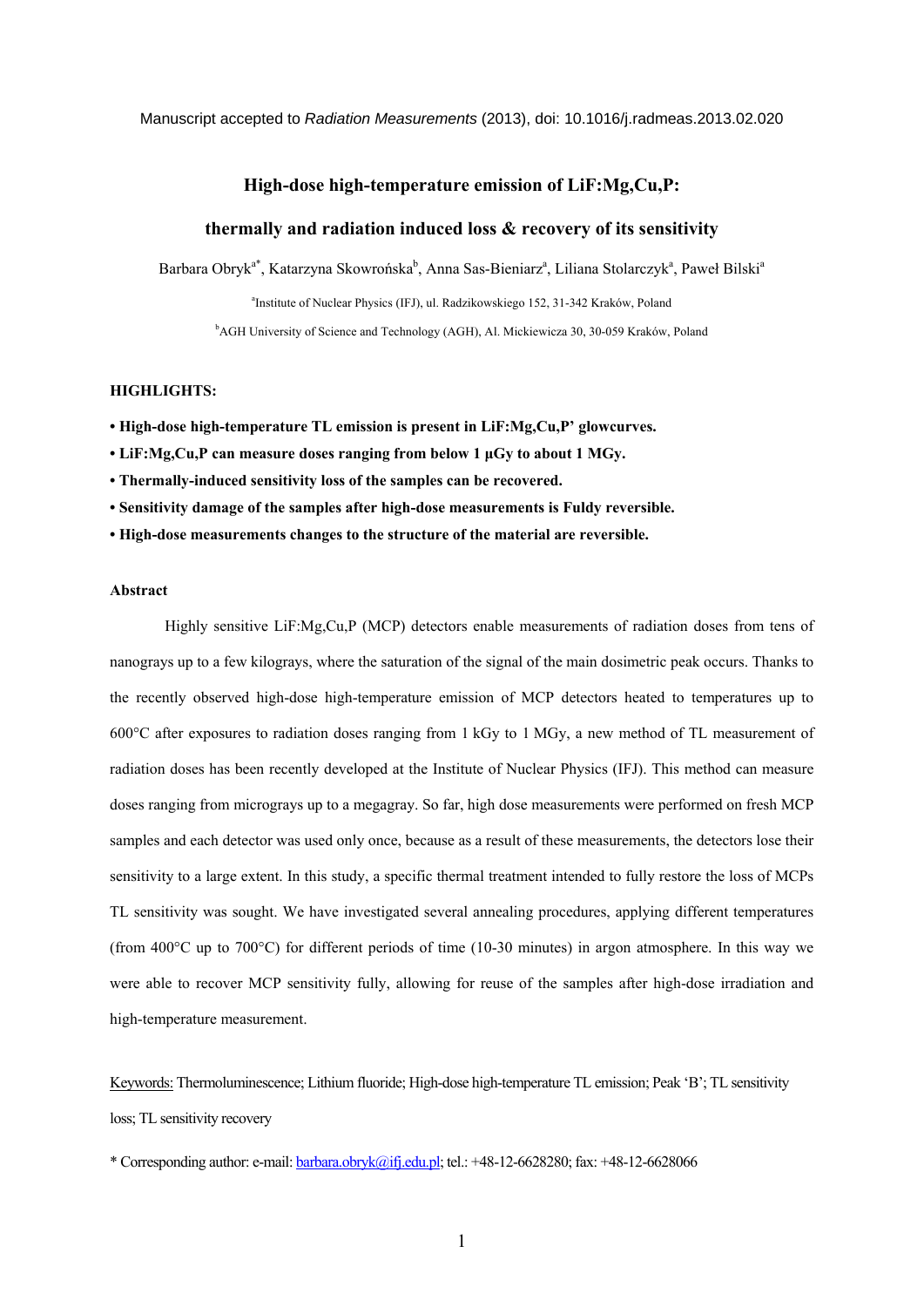Manuscript accepted to *Radiation Measurements* (2013), doi: 10.1016/j.radmeas.2013.02.020

# High-dose high-temperature emission of LiF:Mg,Cu,P: thermally and radiation induced loss & recovery of its sensitivity

Barbara Obryk[a*], Katarzyna Skowrońska[b], Anna Sas-Bieniarz[a], Liliana Stolarczyk[a], Paweł Bilski[a]

[a]Institute of Nuclear Physics (IFJ), ul. Radzikowskiego 152, 31-342 Kraków, Poland

[b]AGH University of Science and Technology (AGH), Al. Mickiewicza 30, 30-059 Kraków, Poland

**HIGHLIGHTS:**

- **High-dose high-temperature TL emission is present in LiF:Mg,Cu,P' glowcurves.**
- **LiF:Mg,Cu,P can measure doses ranging from below 1 µGy to about 1 MGy.**
- **Thermally-induced sensitivity loss of the samples can be recovered.**
- **Sensitivity damage of the samples after high-dose measurements is Fuldy reversible.**
- **High-dose measurements changes to the structure of the material are reversible.**

## Abstract

Highly sensitive LiF:Mg,Cu,P (MCP) detectors enable measurements of radiation doses from tens of nanograys up to a few kilograys, where the saturation of the signal of the main dosimetric peak occurs. Thanks to the recently observed high-dose high-temperature emission of MCP detectors heated to temperatures up to 600°C after exposures to radiation doses ranging from 1 kGy to 1 MGy, a new method of TL measurement of radiation doses has been recently developed at the Institute of Nuclear Physics (IFJ). This method can measure doses ranging from micrograys up to a megagray. So far, high dose measurements were performed on fresh MCP samples and each detector was used only once, because as a result of these measurements, the detectors lose their sensitivity to a large extent. In this study, a specific thermal treatment intended to fully restore the loss of MCPs TL sensitivity was sought. We have investigated several annealing procedures, applying different temperatures (from 400°C up to 700°C) for different periods of time (10-30 minutes) in argon atmosphere. In this way we were able to recover MCP sensitivity fully, allowing for reuse of the samples after high-dose irradiation and high-temperature measurement.

Keywords: Thermoluminescence; Lithium fluoride; High-dose high-temperature TL emission; Peak 'B'; TL sensitivity loss; TL sensitivity recovery

\* Corresponding author: e-mail: barbara.obryk@ifj.edu.pl; tel.: +48-12-6628280; fax: +48-12-6628066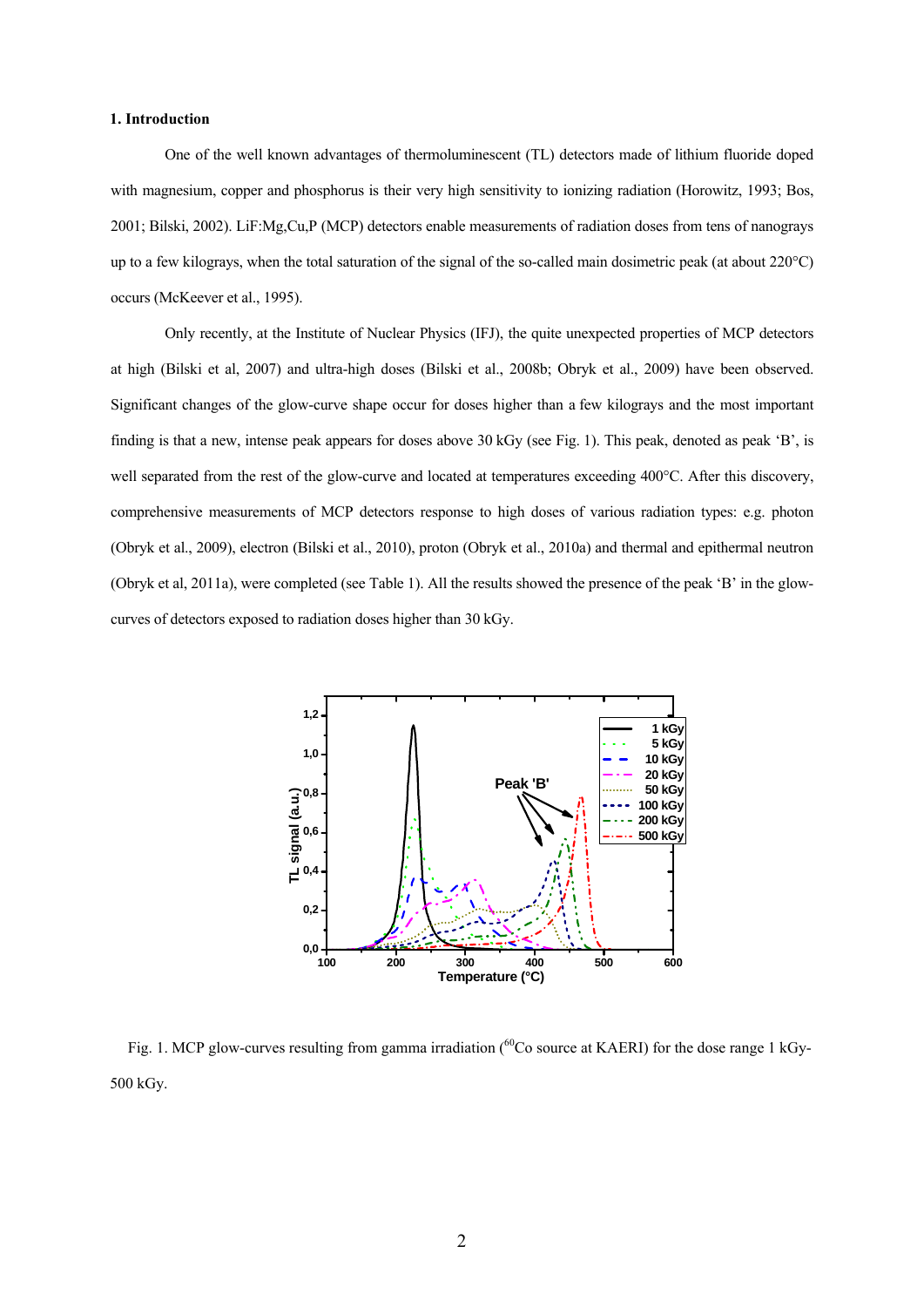## 1. Introduction

One of the well known advantages of thermoluminescent (TL) detectors made of lithium fluoride doped with magnesium, copper and phosphorus is their very high sensitivity to ionizing radiation (Horowitz, 1993; Bos, 2001; Bilski, 2002). LiF:Mg,Cu,P (MCP) detectors enable measurements of radiation doses from tens of nanograys up to a few kilograys, when the total saturation of the signal of the so-called main dosimetric peak (at about 220°C) occurs (McKeever et al., 1995).

Only recently, at the Institute of Nuclear Physics (IFJ), the quite unexpected properties of MCP detectors at high (Bilski et al, 2007) and ultra-high doses (Bilski et al., 2008b; Obryk et al., 2009) have been observed. Significant changes of the glow-curve shape occur for doses higher than a few kilograys and the most important finding is that a new, intense peak appears for doses above 30 kGy (see Fig. 1). This peak, denoted as peak 'B', is well separated from the rest of the glow-curve and located at temperatures exceeding 400°C. After this discovery, comprehensive measurements of MCP detectors response to high doses of various radiation types: e.g. photon (Obryk et al., 2009), electron (Bilski et al., 2010), proton (Obryk et al., 2010a) and thermal and epithermal neutron (Obryk et al, 2011a), were completed (see Table 1). All the results showed the presence of the peak 'B' in the glow-curves of detectors exposed to radiation doses higher than 30 kGy.

Fig. 1. MCP glow-curves resulting from gamma irradiation ($^{60}Co$ source at KAERI) for the dose range 1 kGy-500 kGy.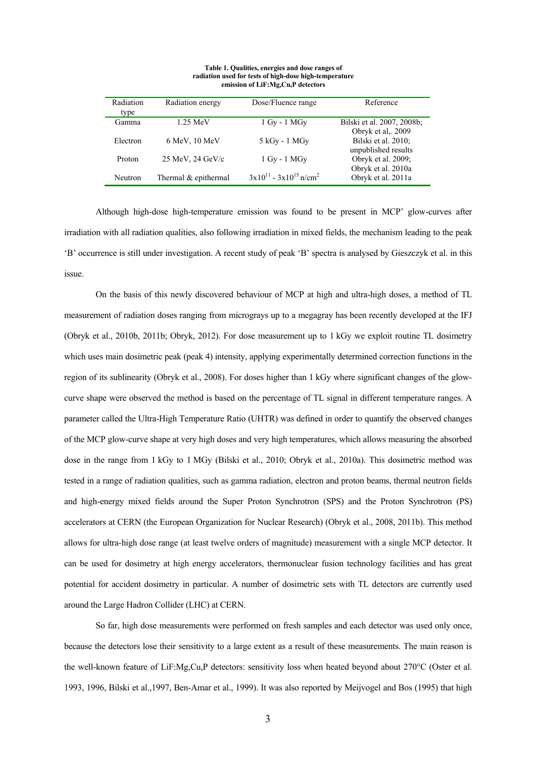**Table 1. Qualities, energies and dose ranges of radiation used for tests of high-dose high-temperature emission of LiF:Mg,Cu,P detectors**

| Radiation type | Radiation energy | Dose/Fluence range | Reference |
|---|---|---|---|
| Gamma | 1.25 MeV | 1 Gy - 1 MGy | Bilski et al. 2007, 2008b; Obryk et al,. 2009 |
| Electron | 6 MeV, 10 MeV | 5 kGy - 1 MGy | Bilski et al. 2010; unpublished results |
| Proton | 25 MeV, 24 GeV/c | 1 Gy - 1 MGy | Obryk et al. 2009; Obryk et al. 2010a |
| Neutron | Thermal & epithermal | $3x10^{11}$ - $3x10^{15}$ n/cm$^2$ | Obryk et al. 2011a |

Although high-dose high-temperature emission was found to be present in MCP' glow-curves after irradiation with all radiation qualities, also following irradiation in mixed fields, the mechanism leading to the peak 'B' occurrence is still under investigation. A recent study of peak 'B' spectra is analysed by Gieszczyk et al. in this issue.

On the basis of this newly discovered behaviour of MCP at high and ultra-high doses, a method of TL measurement of radiation doses ranging from micrograys up to a megagray has been recently developed at the IFJ (Obryk et al., 2010b, 2011b; Obryk, 2012). For dose measurement up to 1 kGy we exploit routine TL dosimetry which uses main dosimetric peak (peak 4) intensity, applying experimentally determined correction functions in the region of its sublinearity (Obryk et al., 2008). For doses higher than 1 kGy where significant changes of the glow-curve shape were observed the method is based on the percentage of TL signal in different temperature ranges. A parameter called the Ultra-High Temperature Ratio (UHTR) was defined in order to quantify the observed changes of the MCP glow-curve shape at very high doses and very high temperatures, which allows measuring the absorbed dose in the range from 1 kGy to 1 MGy (Bilski et al., 2010; Obryk et al., 2010a). This dosimetric method was tested in a range of radiation qualities, such as gamma radiation, electron and proton beams, thermal neutron fields and high-energy mixed fields around the Super Proton Synchrotron (SPS) and the Proton Synchrotron (PS) accelerators at CERN (the European Organization for Nuclear Research) (Obryk et al., 2008, 2011b). This method allows for ultra-high dose range (at least twelve orders of magnitude) measurement with a single MCP detector. It can be used for dosimetry at high energy accelerators, thermonuclear fusion technology facilities and has great potential for accident dosimetry in particular. A number of dosimetric sets with TL detectors are currently used around the Large Hadron Collider (LHC) at CERN.

So far, high dose measurements were performed on fresh samples and each detector was used only once, because the detectors lose their sensitivity to a large extent as a result of these measurements. The main reason is the well-known feature of LiF:Mg,Cu,P detectors: sensitivity loss when heated beyond about 270°C (Oster et al. 1993, 1996, Bilski et al.,1997, Ben-Amar et al., 1999). It was also reported by Meijvogel and Bos (1995) that high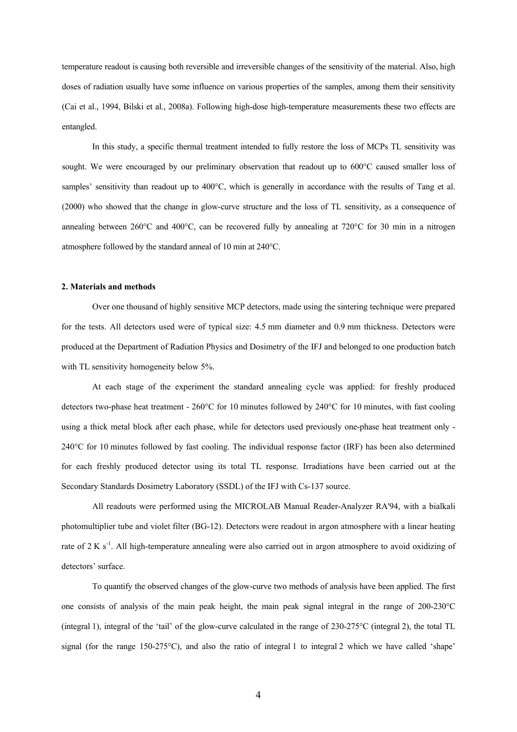temperature readout is causing both reversible and irreversible changes of the sensitivity of the material. Also, high doses of radiation usually have some influence on various properties of the samples, among them their sensitivity (Cai et al., 1994, Bilski et al., 2008a). Following high-dose high-temperature measurements these two effects are entangled.

In this study, a specific thermal treatment intended to fully restore the loss of MCPs TL sensitivity was sought. We were encouraged by our preliminary observation that readout up to 600°C caused smaller loss of samples' sensitivity than readout up to 400°C, which is generally in accordance with the results of Tang et al. (2000) who showed that the change in glow-curve structure and the loss of TL sensitivity, as a consequence of annealing between 260°C and 400°C, can be recovered fully by annealing at 720°C for 30 min in a nitrogen atmosphere followed by the standard anneal of 10 min at 240°C.

## 2. Materials and methods

Over one thousand of highly sensitive MCP detectors, made using the sintering technique were prepared for the tests. All detectors used were of typical size: 4.5 mm diameter and 0.9 mm thickness. Detectors were produced at the Department of Radiation Physics and Dosimetry of the IFJ and belonged to one production batch with TL sensitivity homogeneity below 5%.

At each stage of the experiment the standard annealing cycle was applied: for freshly produced detectors two-phase heat treatment - 260°C for 10 minutes followed by 240°C for 10 minutes, with fast cooling using a thick metal block after each phase, while for detectors used previously one-phase heat treatment only - 240°C for 10 minutes followed by fast cooling. The individual response factor (IRF) has been also determined for each freshly produced detector using its total TL response. Irradiations have been carried out at the Secondary Standards Dosimetry Laboratory (SSDL) of the IFJ with Cs-137 source.

All readouts were performed using the MICROLAB Manual Reader-Analyzer RA'94, with a bialkali photomultiplier tube and violet filter (BG-12). Detectors were readout in argon atmosphere with a linear heating rate of 2 K $s^{-1}$. All high-temperature annealing were also carried out in argon atmosphere to avoid oxidizing of detectors' surface.

To quantify the observed changes of the glow-curve two methods of analysis have been applied. The first one consists of analysis of the main peak height, the main peak signal integral in the range of 200-230°C (integral 1), integral of the 'tail' of the glow-curve calculated in the range of 230-275°C (integral 2), the total TL signal (for the range 150-275°C), and also the ratio of integral 1 to integral 2 which we have called 'shape'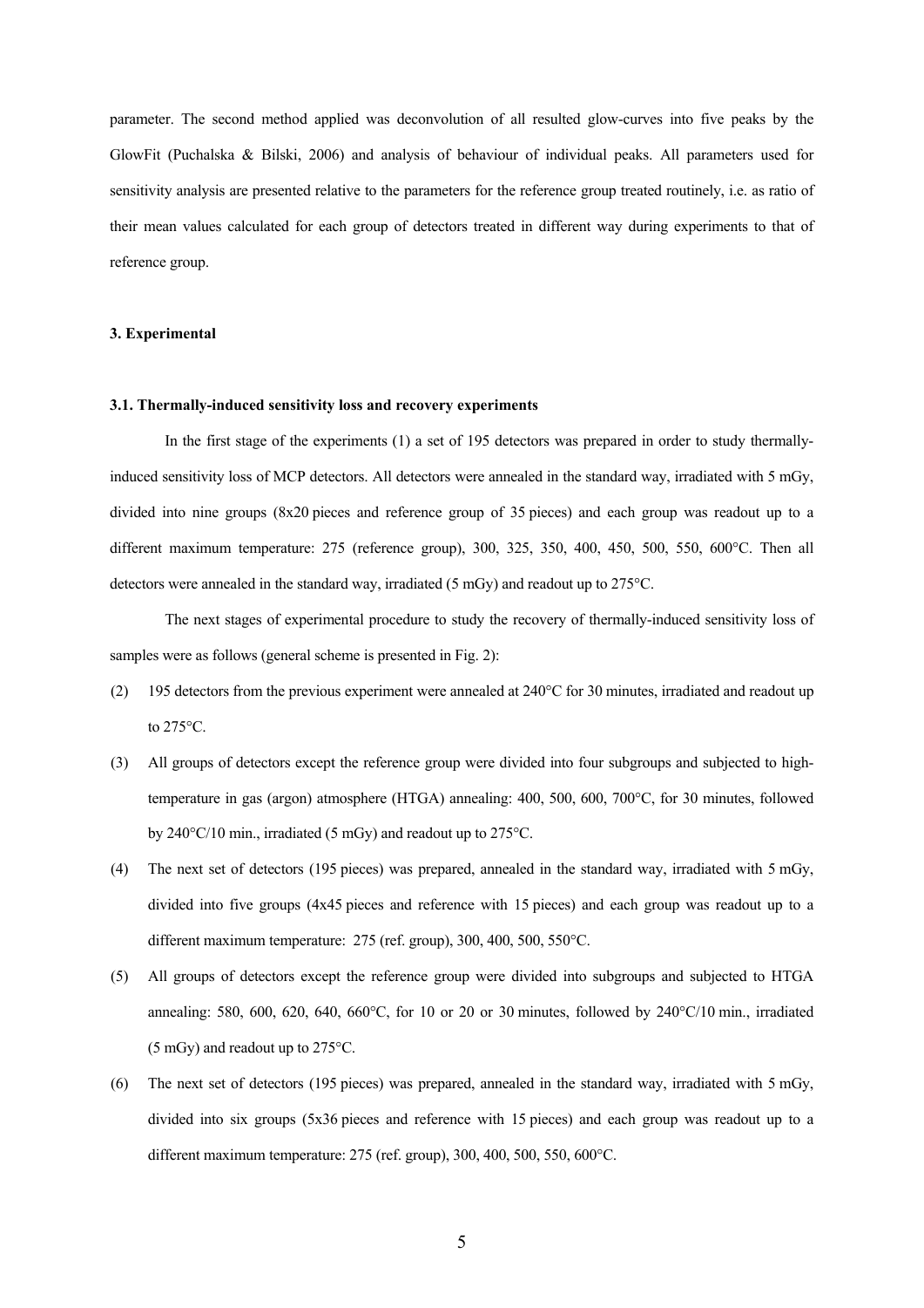parameter. The second method applied was deconvolution of all resulted glow-curves into five peaks by the GlowFit (Puchalska & Bilski, 2006) and analysis of behaviour of individual peaks. All parameters used for sensitivity analysis are presented relative to the parameters for the reference group treated routinely, i.e. as ratio of their mean values calculated for each group of detectors treated in different way during experiments to that of reference group.

## 3. Experimental

### 3.1. Thermally-induced sensitivity loss and recovery experiments

In the first stage of the experiments (1) a set of 195 detectors was prepared in order to study thermally-induced sensitivity loss of MCP detectors. All detectors were annealed in the standard way, irradiated with 5 mGy, divided into nine groups (8x20 pieces and reference group of 35 pieces) and each group was readout up to a different maximum temperature: 275 (reference group), 300, 325, 350, 400, 450, 500, 550, 600°C. Then all detectors were annealed in the standard way, irradiated (5 mGy) and readout up to 275°C.

The next stages of experimental procedure to study the recovery of thermally-induced sensitivity loss of samples were as follows (general scheme is presented in Fig. 2):

(2) 195 detectors from the previous experiment were annealed at 240°C for 30 minutes, irradiated and readout up to 275°C.

(3) All groups of detectors except the reference group were divided into four subgroups and subjected to high-temperature in gas (argon) atmosphere (HTGA) annealing: 400, 500, 600, 700°C, for 30 minutes, followed by 240°C/10 min., irradiated (5 mGy) and readout up to 275°C.

(4) The next set of detectors (195 pieces) was prepared, annealed in the standard way, irradiated with 5 mGy, divided into five groups (4x45 pieces and reference with 15 pieces) and each group was readout up to a different maximum temperature: 275 (ref. group), 300, 400, 500, 550°C.

(5) All groups of detectors except the reference group were divided into subgroups and subjected to HTGA annealing: 580, 600, 620, 640, 660°C, for 10 or 20 or 30 minutes, followed by 240°C/10 min., irradiated (5 mGy) and readout up to 275°C.

(6) The next set of detectors (195 pieces) was prepared, annealed in the standard way, irradiated with 5 mGy, divided into six groups (5x36 pieces and reference with 15 pieces) and each group was readout up to a different maximum temperature: 275 (ref. group), 300, 400, 500, 550, 600°C.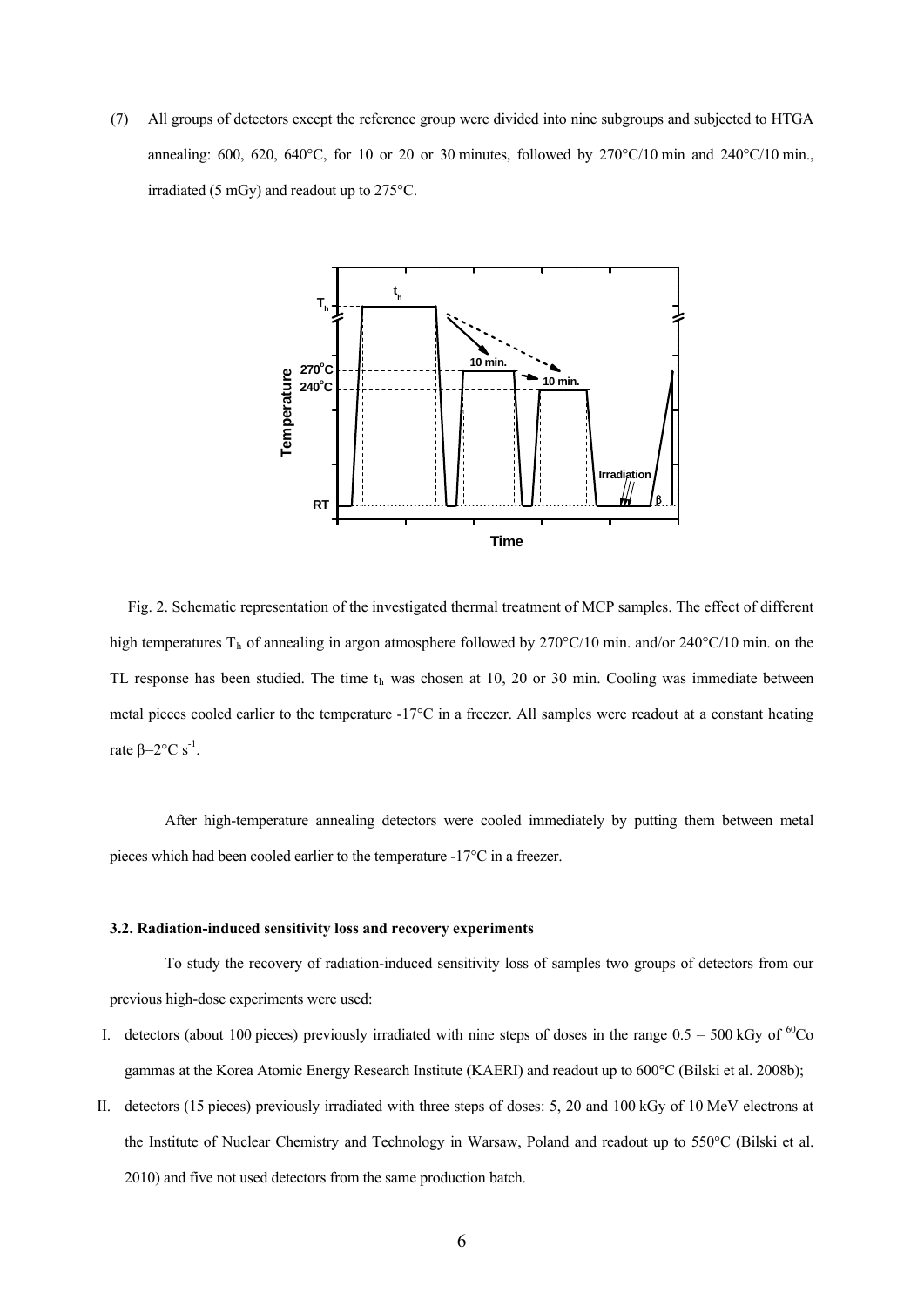(7) All groups of detectors except the reference group were divided into nine subgroups and subjected to HTGA annealing: 600, 620, 640°C, for 10 or 20 or 30 minutes, followed by 270°C/10 min and 240°C/10 min., irradiated (5 mGy) and readout up to 275°C.

Fig. 2. Schematic representation of the investigated thermal treatment of MCP samples. The effect of different high temperatures $T_h$ of annealing in argon atmosphere followed by 270°C/10 min. and/or 240°C/10 min. on the TL response has been studied. The time $t_h$ was chosen at 10, 20 or 30 min. Cooling was immediate between metal pieces cooled earlier to the temperature -17°C in a freezer. All samples were readout at a constant heating rate $\beta$=2°C $s^{-1}$.

After high-temperature annealing detectors were cooled immediately by putting them between metal pieces which had been cooled earlier to the temperature -17°C in a freezer.

### 3.2. Radiation-induced sensitivity loss and recovery experiments

To study the recovery of radiation-induced sensitivity loss of samples two groups of detectors from our previous high-dose experiments were used:

I. detectors (about 100 pieces) previously irradiated with nine steps of doses in the range 0.5 – 500 kGy of $^{60}$Co gammas at the Korea Atomic Energy Research Institute (KAERI) and readout up to 600°C (Bilski et al. 2008b);

II. detectors (15 pieces) previously irradiated with three steps of doses: 5, 20 and 100 kGy of 10 MeV electrons at the Institute of Nuclear Chemistry and Technology in Warsaw, Poland and readout up to 550°C (Bilski et al. 2010) and five not used detectors from the same production batch.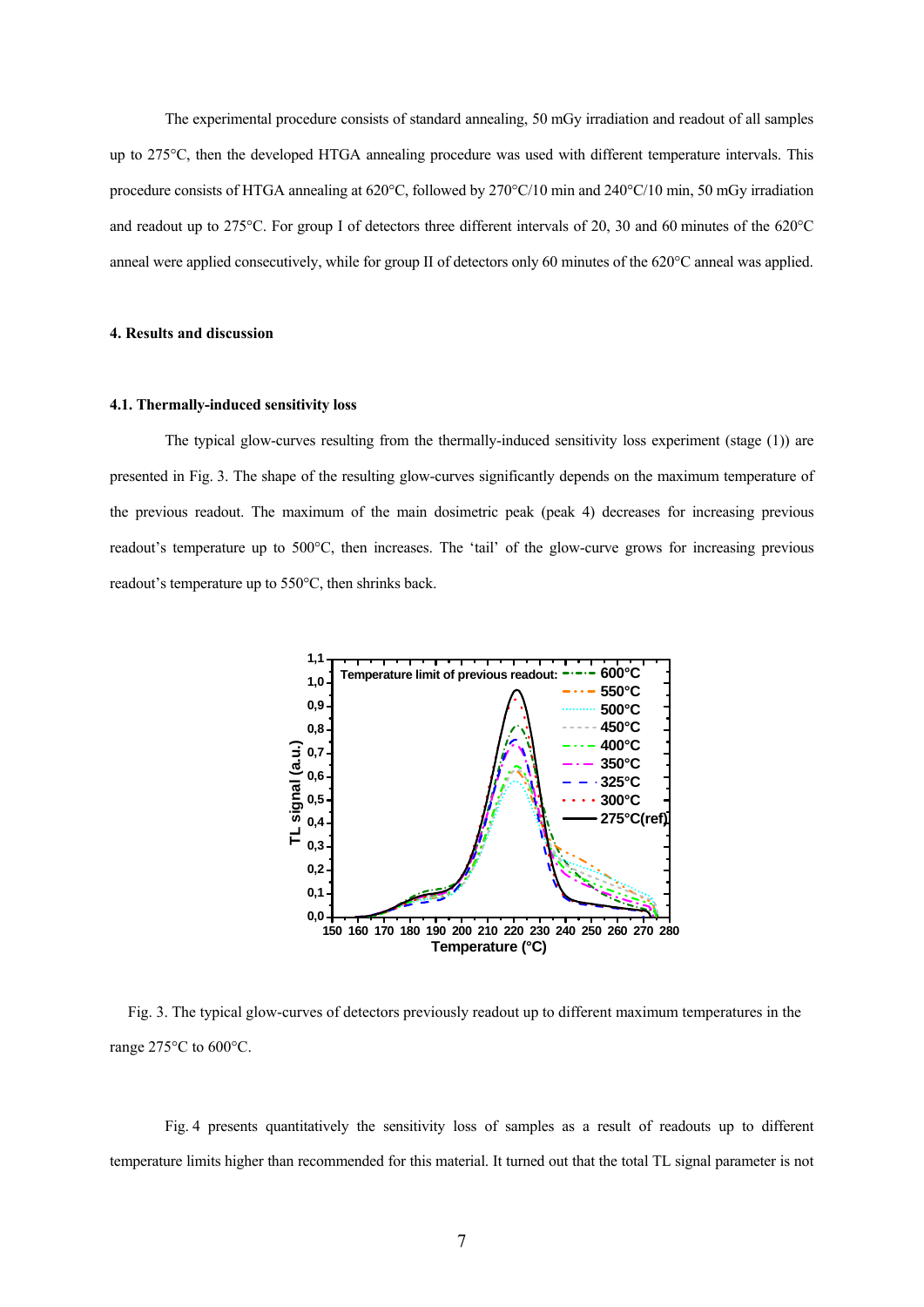The experimental procedure consists of standard annealing, 50 mGy irradiation and readout of all samples up to 275°C, then the developed HTGA annealing procedure was used with different temperature intervals. This procedure consists of HTGA annealing at 620°C, followed by 270°C/10 min and 240°C/10 min, 50 mGy irradiation and readout up to 275°C. For group I of detectors three different intervals of 20, 30 and 60 minutes of the 620°C anneal were applied consecutively, while for group II of detectors only 60 minutes of the 620°C anneal was applied.

### 4. Results and discussion

#### 4.1. Thermally-induced sensitivity loss

The typical glow-curves resulting from the thermally-induced sensitivity loss experiment (stage (1)) are presented in Fig. 3. The shape of the resulting glow-curves significantly depends on the maximum temperature of the previous readout. The maximum of the main dosimetric peak (peak 4) decreases for increasing previous readout's temperature up to 500°C, then increases. The 'tail' of the glow-curve grows for increasing previous readout's temperature up to 550°C, then shrinks back.

Fig. 3. The typical glow-curves of detectors previously readout up to different maximum temperatures in the range 275°C to 600°C.

Fig. 4 presents quantitatively the sensitivity loss of samples as a result of readouts up to different temperature limits higher than recommended for this material. It turned out that the total TL signal parameter is not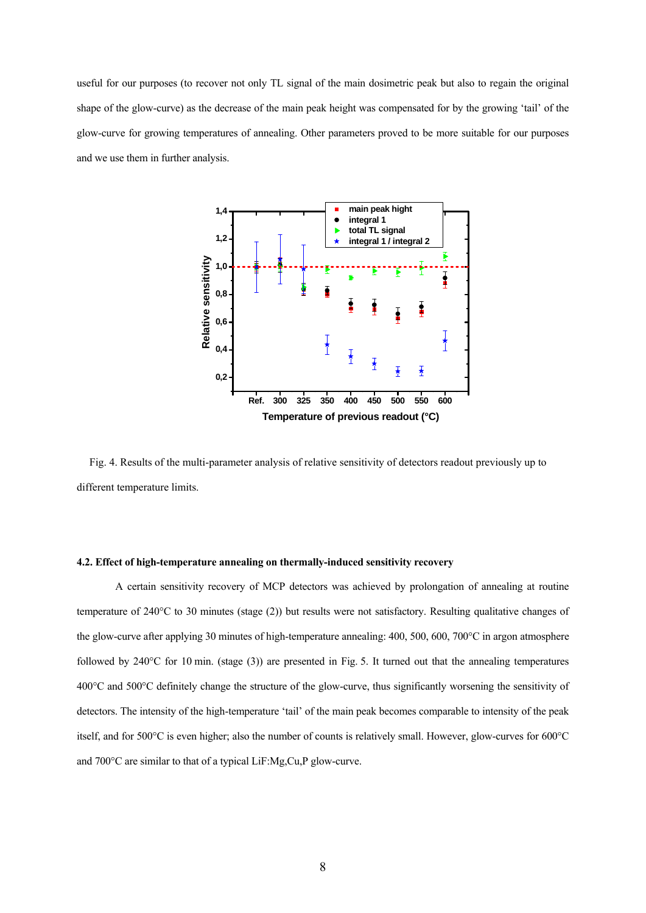useful for our purposes (to recover not only TL signal of the main dosimetric peak but also to regain the original shape of the glow-curve) as the decrease of the main peak height was compensated for by the growing 'tail' of the glow-curve for growing temperatures of annealing. Other parameters proved to be more suitable for our purposes and we use them in further analysis.

Fig. 4. Results of the multi-parameter analysis of relative sensitivity of detectors readout previously up to different temperature limits.

#### 4.2. Effect of high-temperature annealing on thermally-induced sensitivity recovery

A certain sensitivity recovery of MCP detectors was achieved by prolongation of annealing at routine temperature of 240°C to 30 minutes (stage (2)) but results were not satisfactory. Resulting qualitative changes of the glow-curve after applying 30 minutes of high-temperature annealing: 400, 500, 600, 700°C in argon atmosphere followed by 240°C for 10 min. (stage (3)) are presented in Fig. 5. It turned out that the annealing temperatures 400°C and 500°C definitely change the structure of the glow-curve, thus significantly worsening the sensitivity of detectors. The intensity of the high-temperature 'tail' of the main peak becomes comparable to intensity of the peak itself, and for 500°C is even higher; also the number of counts is relatively small. However, glow-curves for 600°C and 700°C are similar to that of a typical LiF:Mg,Cu,P glow-curve.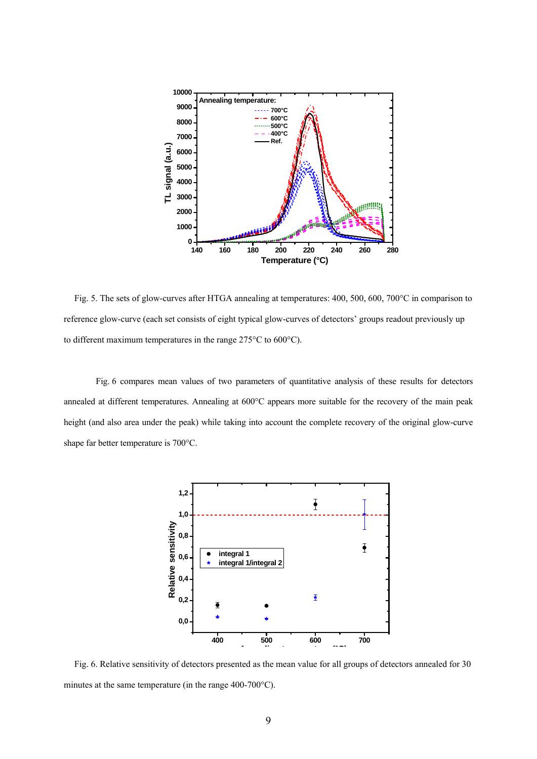Fig. 5. The sets of glow-curves after HTGA annealing at temperatures: 400, 500, 600, 700°C in comparison to reference glow-curve (each set consists of eight typical glow-curves of detectors' groups readout previously up to different maximum temperatures in the range 275°C to 600°C).

Fig. 6 compares mean values of two parameters of quantitative analysis of these results for detectors annealed at different temperatures. Annealing at 600°C appears more suitable for the recovery of the main peak height (and also area under the peak) while taking into account the complete recovery of the original glow-curve shape far better temperature is 700°C.

Fig. 6. Relative sensitivity of detectors presented as the mean value for all groups of detectors annealed for 30 minutes at the same temperature (in the range 400-700°C).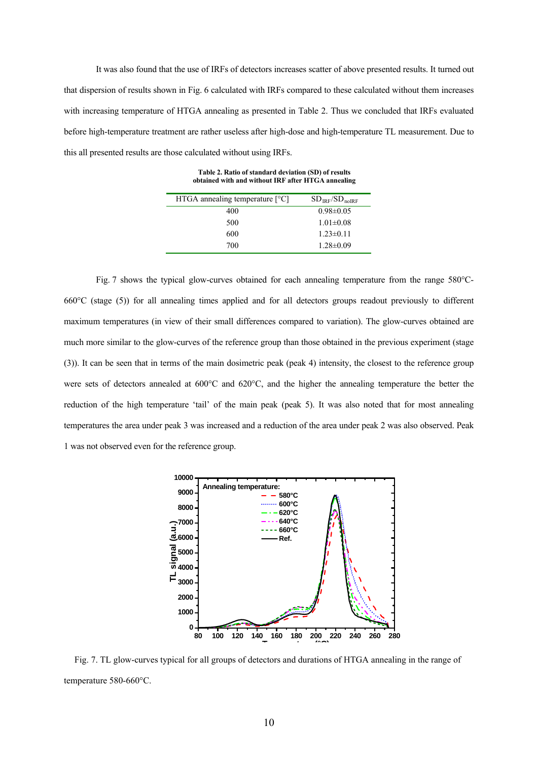It was also found that the use of IRFs of detectors increases scatter of above presented results. It turned out that dispersion of results shown in Fig. 6 calculated with IRFs compared to these calculated without them increases with increasing temperature of HTGA annealing as presented in Table 2. Thus we concluded that IRFs evaluated before high-temperature treatment are rather useless after high-dose and high-temperature TL measurement. Due to this all presented results are those calculated without using IRFs.

**Table 2. Ratio of standard deviation (SD) of results obtained with and without IRF after HTGA annealing**

| HTGA annealing temperature [°C] | $SD_{IRF}/SD_{noIRF}$ |
|---|---|
| 400 | 0.98±0.05 |
| 500 | 1.01±0.08 |
| 600 | 1.23±0.11 |
| 700 | 1.28±0.09 |

Fig. 7 shows the typical glow-curves obtained for each annealing temperature from the range 580°C-660°C (stage (5)) for all annealing times applied and for all detectors groups readout previously to different maximum temperatures (in view of their small differences compared to variation). The glow-curves obtained are much more similar to the glow-curves of the reference group than those obtained in the previous experiment (stage (3)). It can be seen that in terms of the main dosimetric peak (peak 4) intensity, the closest to the reference group were sets of detectors annealed at 600°C and 620°C, and the higher the annealing temperature the better the reduction of the high temperature 'tail' of the main peak (peak 5). It was also noted that for most annealing temperatures the area under peak 3 was increased and a reduction of the area under peak 2 was also observed. Peak 1 was not observed even for the reference group.

Fig. 7. TL glow-curves typical for all groups of detectors and durations of HTGA annealing in the range of temperature 580-660°C.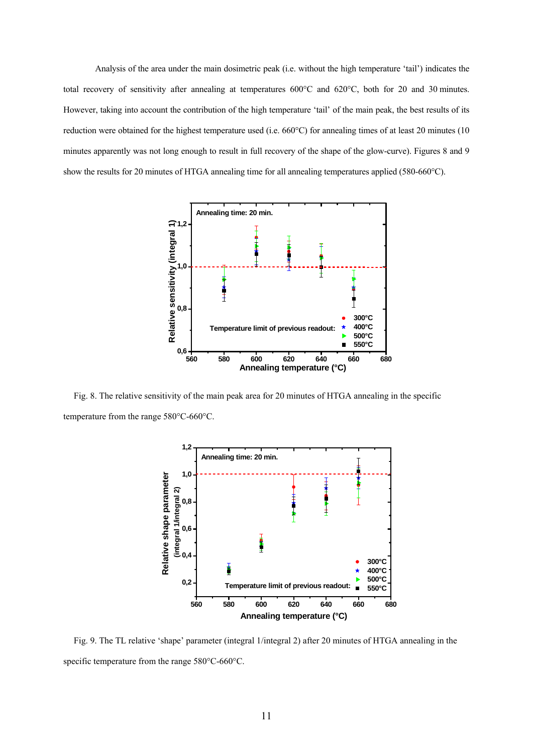Analysis of the area under the main dosimetric peak (i.e. without the high temperature 'tail') indicates the total recovery of sensitivity after annealing at temperatures 600°C and 620°C, both for 20 and 30 minutes. However, taking into account the contribution of the high temperature 'tail' of the main peak, the best results of its reduction were obtained for the highest temperature used (i.e. 660°C) for annealing times of at least 20 minutes (10 minutes apparently was not long enough to result in full recovery of the shape of the glow-curve). Figures 8 and 9 show the results for 20 minutes of HTGA annealing time for all annealing temperatures applied (580-660°C).

Fig. 8. The relative sensitivity of the main peak area for 20 minutes of HTGA annealing in the specific temperature from the range 580°C-660°C.

Fig. 9. The TL relative 'shape' parameter (integral 1/integral 2) after 20 minutes of HTGA annealing in the specific temperature from the range 580°C-660°C.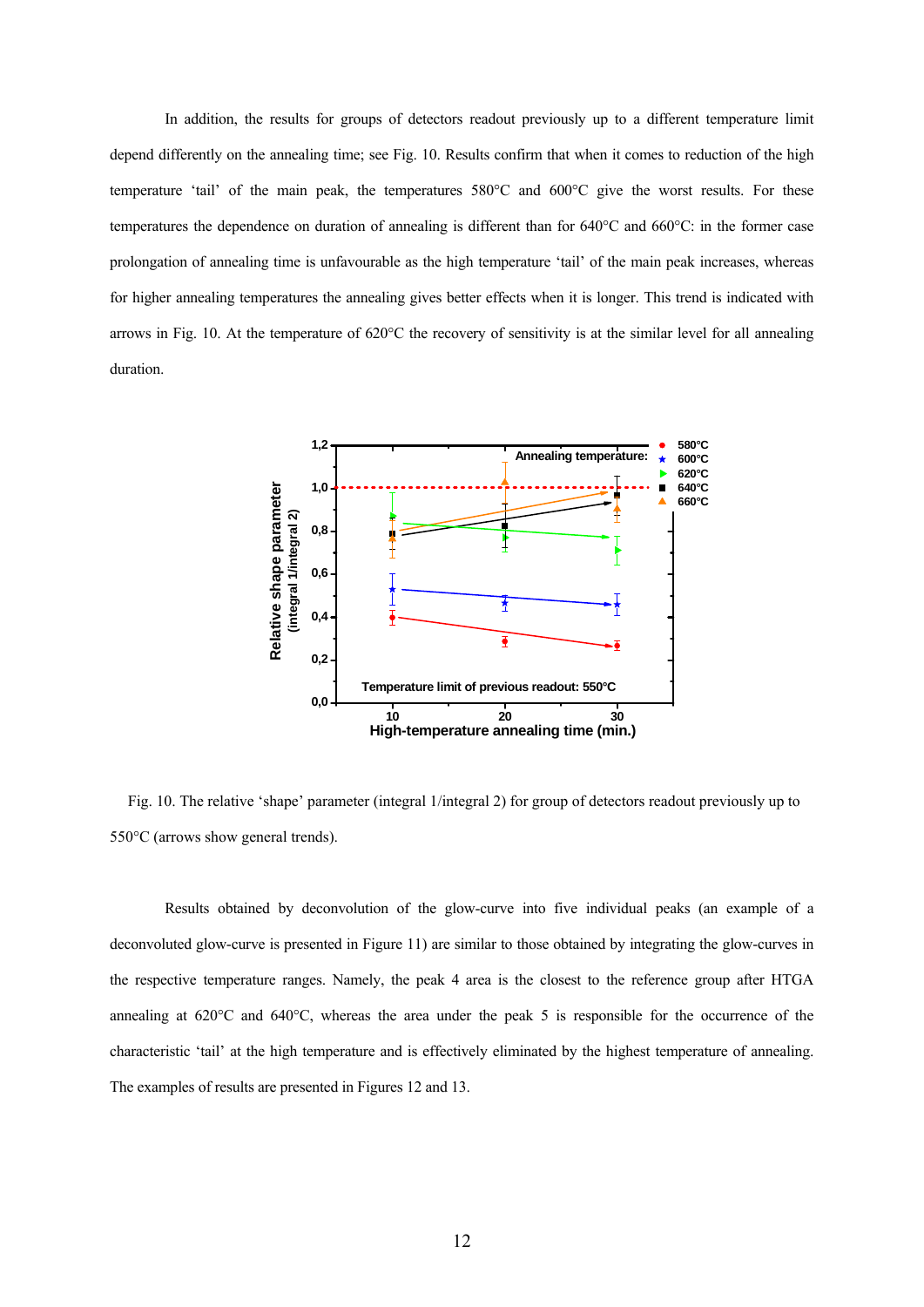In addition, the results for groups of detectors readout previously up to a different temperature limit depend differently on the annealing time; see Fig. 10. Results confirm that when it comes to reduction of the high temperature 'tail' of the main peak, the temperatures 580°C and 600°C give the worst results. For these temperatures the dependence on duration of annealing is different than for 640°C and 660°C: in the former case prolongation of annealing time is unfavourable as the high temperature 'tail' of the main peak increases, whereas for higher annealing temperatures the annealing gives better effects when it is longer. This trend is indicated with arrows in Fig. 10. At the temperature of 620°C the recovery of sensitivity is at the similar level for all annealing duration.

Fig. 10. The relative 'shape' parameter (integral 1/integral 2) for group of detectors readout previously up to 550°C (arrows show general trends).

Results obtained by deconvolution of the glow-curve into five individual peaks (an example of a deconvoluted glow-curve is presented in Figure 11) are similar to those obtained by integrating the glow-curves in the respective temperature ranges. Namely, the peak 4 area is the closest to the reference group after HTGA annealing at 620°C and 640°C, whereas the area under the peak 5 is responsible for the occurrence of the characteristic 'tail' at the high temperature and is effectively eliminated by the highest temperature of annealing. The examples of results are presented in Figures 12 and 13.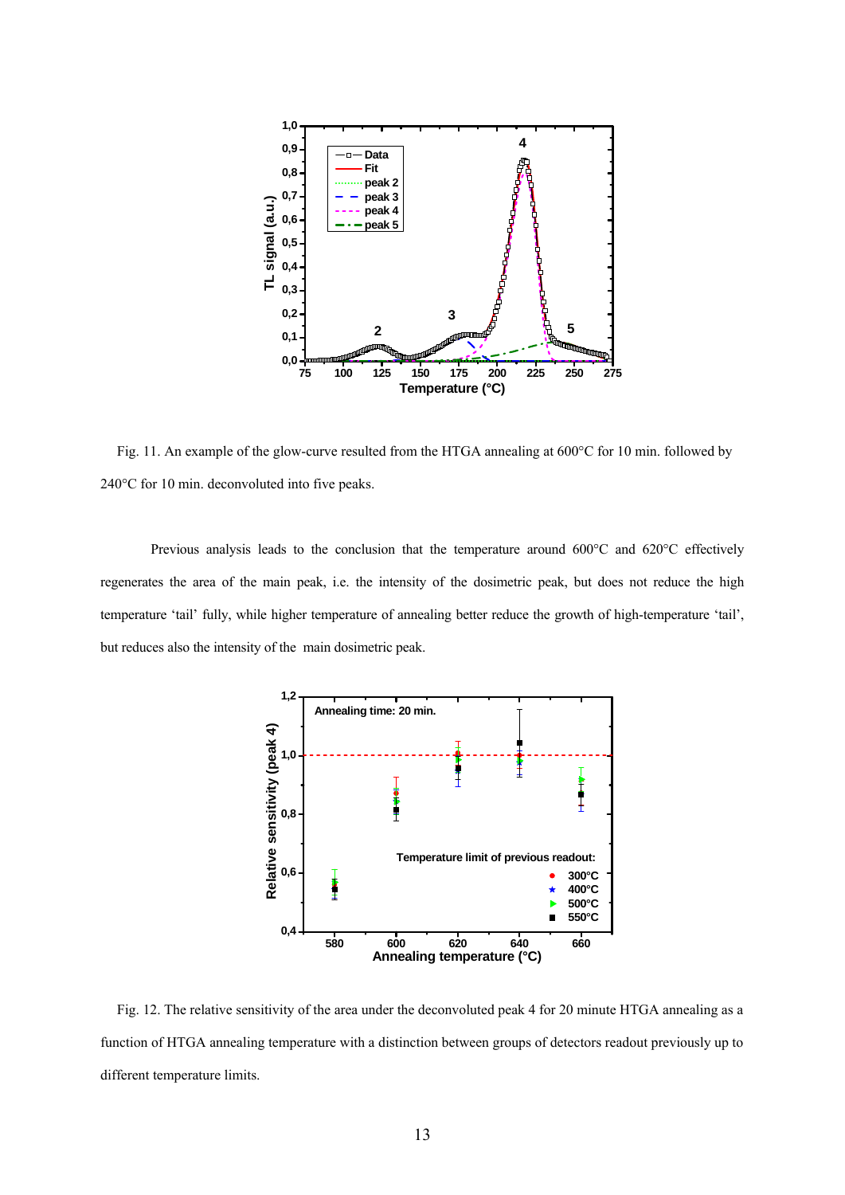Fig. 11. An example of the glow-curve resulted from the HTGA annealing at 600°C for 10 min. followed by 240°C for 10 min. deconvoluted into five peaks.

Previous analysis leads to the conclusion that the temperature around 600°C and 620°C effectively regenerates the area of the main peak, i.e. the intensity of the dosimetric peak, but does not reduce the high temperature 'tail' fully, while higher temperature of annealing better reduce the growth of high-temperature 'tail', but reduces also the intensity of the main dosimetric peak.

Fig. 12. The relative sensitivity of the area under the deconvoluted peak 4 for 20 minute HTGA annealing as a function of HTGA annealing temperature with a distinction between groups of detectors readout previously up to different temperature limits.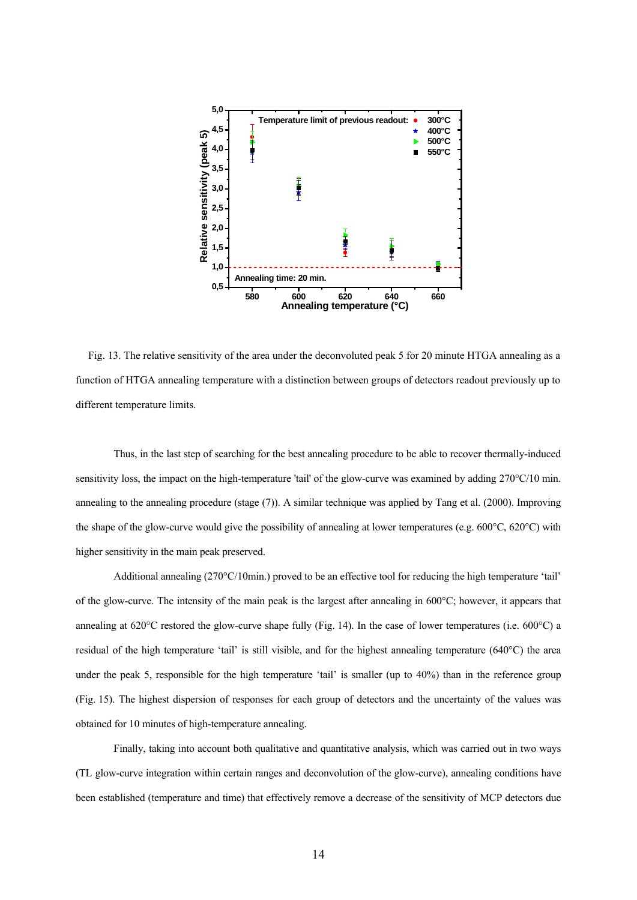Fig. 13. The relative sensitivity of the area under the deconvoluted peak 5 for 20 minute HTGA annealing as a function of HTGA annealing temperature with a distinction between groups of detectors readout previously up to different temperature limits.

Thus, in the last step of searching for the best annealing procedure to be able to recover thermally-induced sensitivity loss, the impact on the high-temperature 'tail' of the glow-curve was examined by adding 270°C/10 min. annealing to the annealing procedure (stage (7)). A similar technique was applied by Tang et al. (2000). Improving the shape of the glow-curve would give the possibility of annealing at lower temperatures (e.g. 600°C, 620°C) with higher sensitivity in the main peak preserved.

Additional annealing (270°C/10min.) proved to be an effective tool for reducing the high temperature 'tail' of the glow-curve. The intensity of the main peak is the largest after annealing in 600°C; however, it appears that annealing at 620°C restored the glow-curve shape fully (Fig. 14). In the case of lower temperatures (i.e. 600°C) a residual of the high temperature 'tail' is still visible, and for the highest annealing temperature (640°C) the area under the peak 5, responsible for the high temperature 'tail' is smaller (up to 40%) than in the reference group (Fig. 15). The highest dispersion of responses for each group of detectors and the uncertainty of the values was obtained for 10 minutes of high-temperature annealing.

Finally, taking into account both qualitative and quantitative analysis, which was carried out in two ways (TL glow-curve integration within certain ranges and deconvolution of the glow-curve), annealing conditions have been established (temperature and time) that effectively remove a decrease of the sensitivity of MCP detectors due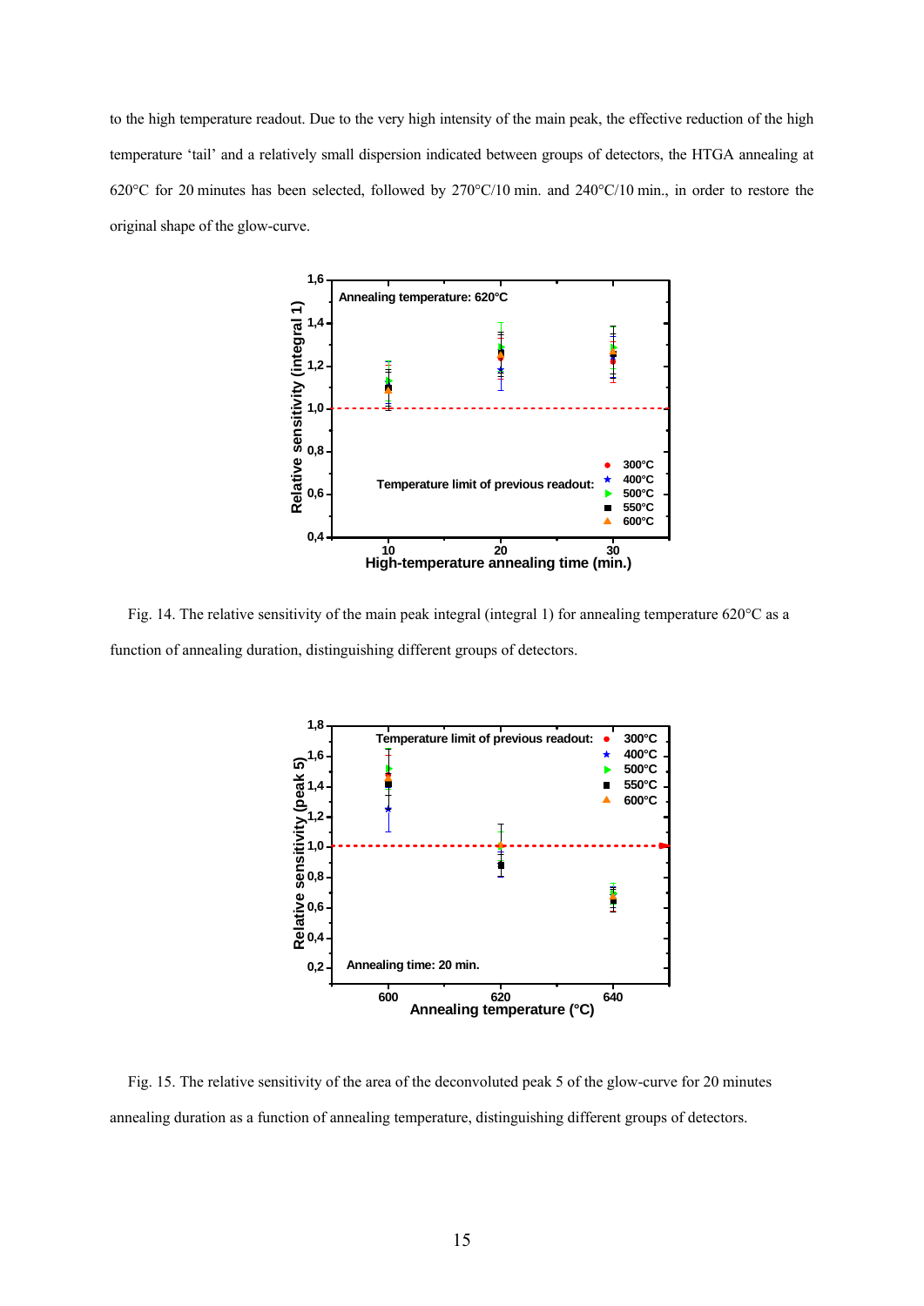to the high temperature readout. Due to the very high intensity of the main peak, the effective reduction of the high temperature 'tail' and a relatively small dispersion indicated between groups of detectors, the HTGA annealing at 620°C for 20 minutes has been selected, followed by 270°C/10 min. and 240°C/10 min., in order to restore the original shape of the glow-curve.

Fig. 14. The relative sensitivity of the main peak integral (integral 1) for annealing temperature 620°C as a function of annealing duration, distinguishing different groups of detectors.

Fig. 15. The relative sensitivity of the area of the deconvoluted peak 5 of the glow-curve for 20 minutes annealing duration as a function of annealing temperature, distinguishing different groups of detectors.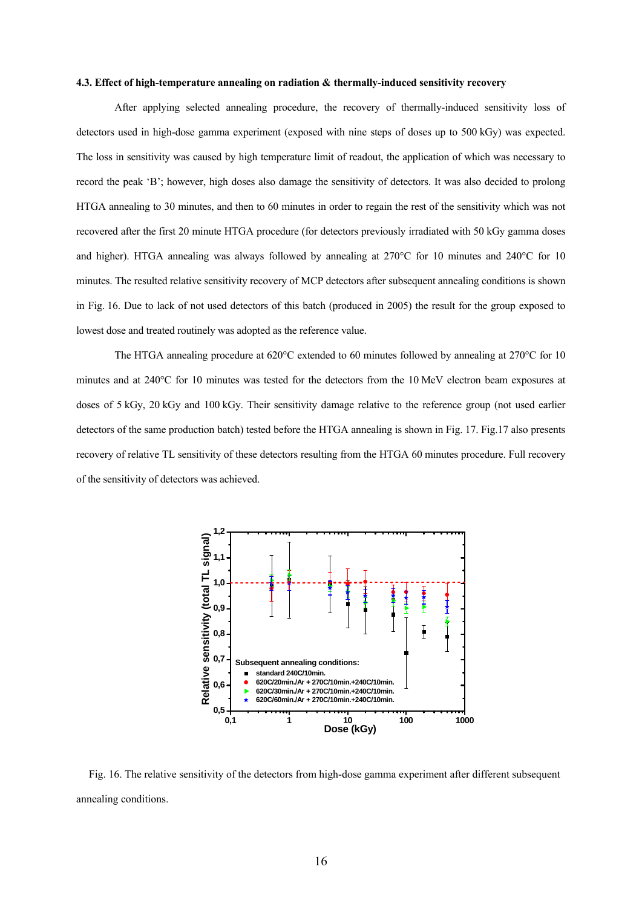### 4.3. Effect of high-temperature annealing on radiation & thermally-induced sensitivity recovery

After applying selected annealing procedure, the recovery of thermally-induced sensitivity loss of detectors used in high-dose gamma experiment (exposed with nine steps of doses up to 500 kGy) was expected. The loss in sensitivity was caused by high temperature limit of readout, the application of which was necessary to record the peak 'B'; however, high doses also damage the sensitivity of detectors. It was also decided to prolong HTGA annealing to 30 minutes, and then to 60 minutes in order to regain the rest of the sensitivity which was not recovered after the first 20 minute HTGA procedure (for detectors previously irradiated with 50 kGy gamma doses and higher). HTGA annealing was always followed by annealing at 270°C for 10 minutes and 240°C for 10 minutes. The resulted relative sensitivity recovery of MCP detectors after subsequent annealing conditions is shown in Fig. 16. Due to lack of not used detectors of this batch (produced in 2005) the result for the group exposed to lowest dose and treated routinely was adopted as the reference value.

The HTGA annealing procedure at 620°C extended to 60 minutes followed by annealing at 270°C for 10 minutes and at 240°C for 10 minutes was tested for the detectors from the 10 MeV electron beam exposures at doses of 5 kGy, 20 kGy and 100 kGy. Their sensitivity damage relative to the reference group (not used earlier detectors of the same production batch) tested before the HTGA annealing is shown in Fig. 17. Fig.17 also presents recovery of relative TL sensitivity of these detectors resulting from the HTGA 60 minutes procedure. Full recovery of the sensitivity of detectors was achieved.

Fig. 16. The relative sensitivity of the detectors from high-dose gamma experiment after different subsequent annealing conditions.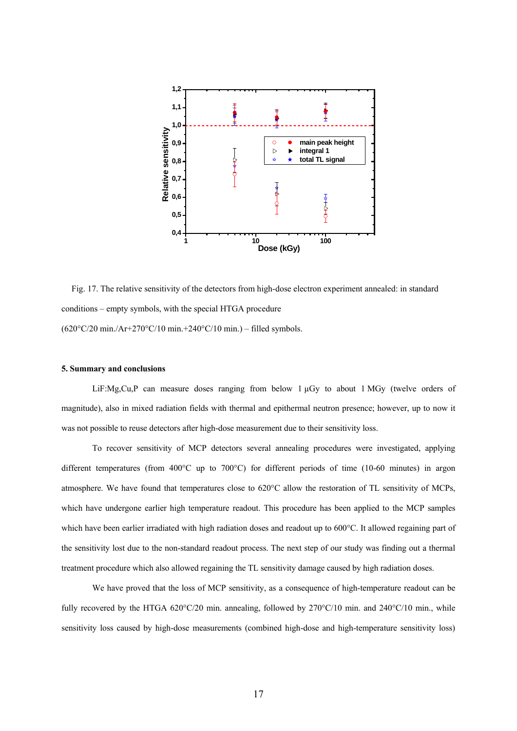Fig. 17. The relative sensitivity of the detectors from high-dose electron experiment annealed: in standard conditions – empty symbols, with the special HTGA procedure (620°C/20 min./Ar+270°C/10 min.+240°C/10 min.) – filled symbols.

## 5. Summary and conclusions

LiF:Mg,Cu,P can measure doses ranging from below 1 µGy to about 1 MGy (twelve orders of magnitude), also in mixed radiation fields with thermal and epithermal neutron presence; however, up to now it was not possible to reuse detectors after high-dose measurement due to their sensitivity loss.

To recover sensitivity of MCP detectors several annealing procedures were investigated, applying different temperatures (from 400°C up to 700°C) for different periods of time (10-60 minutes) in argon atmosphere. We have found that temperatures close to 620°C allow the restoration of TL sensitivity of MCPs, which have undergone earlier high temperature readout. This procedure has been applied to the MCP samples which have been earlier irradiated with high radiation doses and readout up to 600°C. It allowed regaining part of the sensitivity lost due to the non-standard readout process. The next step of our study was finding out a thermal treatment procedure which also allowed regaining the TL sensitivity damage caused by high radiation doses.

We have proved that the loss of MCP sensitivity, as a consequence of high-temperature readout can be fully recovered by the HTGA 620°C/20 min. annealing, followed by 270°C/10 min. and 240°C/10 min., while sensitivity loss caused by high-dose measurements (combined high-dose and high-temperature sensitivity loss)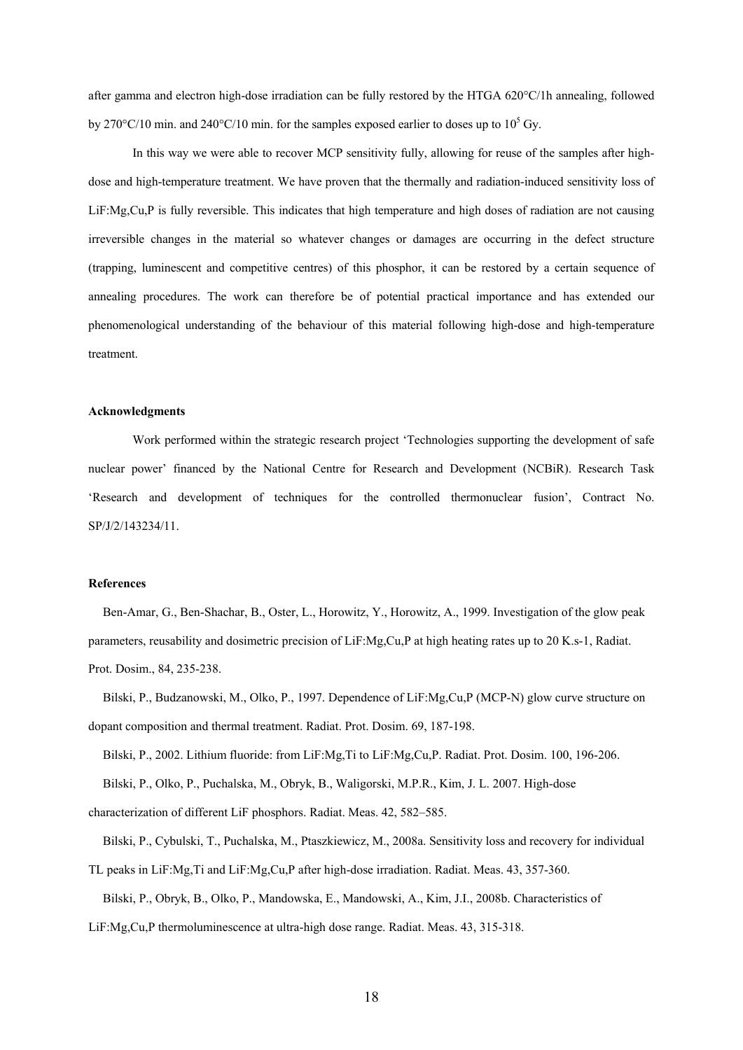after gamma and electron high-dose irradiation can be fully restored by the HTGA 620°C/1h annealing, followed by 270°C/10 min. and 240°C/10 min. for the samples exposed earlier to doses up to $10^5$ Gy.

In this way we were able to recover MCP sensitivity fully, allowing for reuse of the samples after high-dose and high-temperature treatment. We have proven that the thermally and radiation-induced sensitivity loss of LiF:Mg,Cu,P is fully reversible. This indicates that high temperature and high doses of radiation are not causing irreversible changes in the material so whatever changes or damages are occurring in the defect structure (trapping, luminescent and competitive centres) of this phosphor, it can be restored by a certain sequence of annealing procedures. The work can therefore be of potential practical importance and has extended our phenomenological understanding of the behaviour of this material following high-dose and high-temperature treatment.

**Acknowledgments**

Work performed within the strategic research project 'Technologies supporting the development of safe nuclear power' financed by the National Centre for Research and Development (NCBiR). Research Task 'Research and development of techniques for the controlled thermonuclear fusion', Contract No. SP/J/2/143234/11.

**References**

Ben-Amar, G., Ben-Shachar, B., Oster, L., Horowitz, Y., Horowitz, A., 1999. Investigation of the glow peak parameters, reusability and dosimetric precision of LiF:Mg,Cu,P at high heating rates up to 20 K.s-1, Radiat. Prot. Dosim., 84, 235-238.

Bilski, P., Budzanowski, M., Olko, P., 1997. Dependence of LiF:Mg,Cu,P (MCP-N) glow curve structure on dopant composition and thermal treatment. Radiat. Prot. Dosim. 69, 187-198.

Bilski, P., 2002. Lithium fluoride: from LiF:Mg,Ti to LiF:Mg,Cu,P. Radiat. Prot. Dosim. 100, 196-206.

Bilski, P., Olko, P., Puchalska, M., Obryk, B., Waligorski, M.P.R., Kim, J. L. 2007. High-dose characterization of different LiF phosphors. Radiat. Meas. 42, 582–585.

Bilski, P., Cybulski, T., Puchalska, M., Ptaszkiewicz, M., 2008a. Sensitivity loss and recovery for individual TL peaks in LiF:Mg,Ti and LiF:Mg,Cu,P after high-dose irradiation. Radiat. Meas. 43, 357-360.

Bilski, P., Obryk, B., Olko, P., Mandowska, E., Mandowski, A., Kim, J.I., 2008b. Characteristics of LiF:Mg,Cu,P thermoluminescence at ultra-high dose range. Radiat. Meas. 43, 315-318.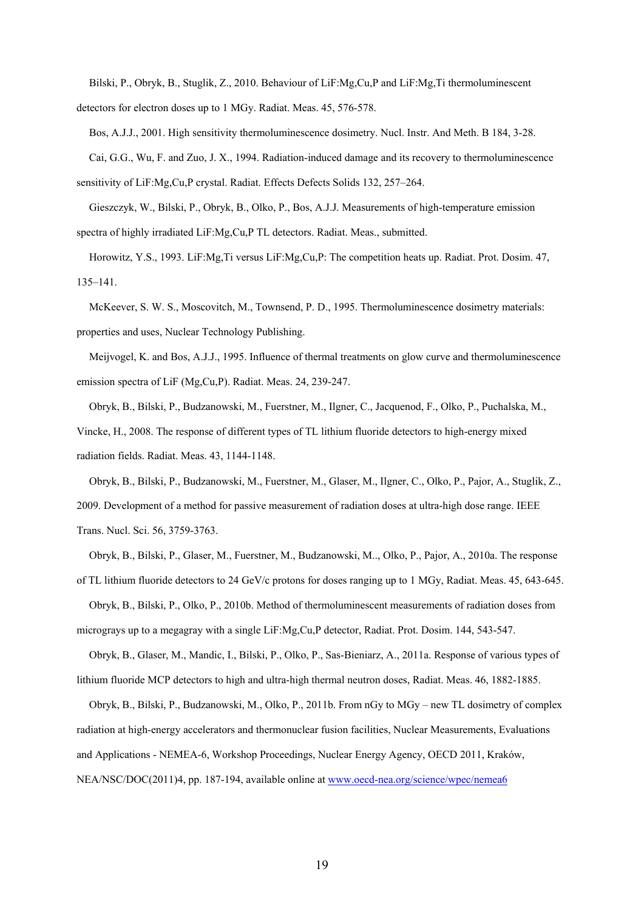Bilski, P., Obryk, B., Stuglik, Z., 2010. Behaviour of LiF:Mg,Cu,P and LiF:Mg,Ti thermoluminescent detectors for electron doses up to 1 MGy. Radiat. Meas. 45, 576-578.

Bos, A.J.J., 2001. High sensitivity thermoluminescence dosimetry. Nucl. Instr. And Meth. B 184, 3-28.

Cai, G.G., Wu, F. and Zuo, J. X., 1994. Radiation-induced damage and its recovery to thermoluminescence sensitivity of LiF:Mg,Cu,P crystal. Radiat. Effects Defects Solids 132, 257–264.

Gieszczyk, W., Bilski, P., Obryk, B., Olko, P., Bos, A.J.J. Measurements of high-temperature emission spectra of highly irradiated LiF:Mg,Cu,P TL detectors. Radiat. Meas., submitted.

Horowitz, Y.S., 1993. LiF:Mg,Ti versus LiF:Mg,Cu,P: The competition heats up. Radiat. Prot. Dosim. 47, 135–141.

McKeever, S. W. S., Moscovitch, M., Townsend, P. D., 1995. Thermoluminescence dosimetry materials: properties and uses, Nuclear Technology Publishing.

Meijvogel, K. and Bos, A.J.J., 1995. Influence of thermal treatments on glow curve and thermoluminescence emission spectra of LiF (Mg,Cu,P). Radiat. Meas. 24, 239-247.

Obryk, B., Bilski, P., Budzanowski, M., Fuerstner, M., Ilgner, C., Jacquenod, F., Olko, P., Puchalska, M., Vincke, H., 2008. The response of different types of TL lithium fluoride detectors to high-energy mixed radiation fields. Radiat. Meas. 43, 1144-1148.

Obryk, B., Bilski, P., Budzanowski, M., Fuerstner, M., Glaser, M., Ilgner, C., Olko, P., Pajor, A., Stuglik, Z., 2009. Development of a method for passive measurement of radiation doses at ultra-high dose range. IEEE Trans. Nucl. Sci. 56, 3759-3763.

Obryk, B., Bilski, P., Glaser, M., Fuerstner, M., Budzanowski, M.., Olko, P., Pajor, A., 2010a. The response of TL lithium fluoride detectors to 24 GeV/c protons for doses ranging up to 1 MGy, Radiat. Meas. 45, 643-645.

Obryk, B., Bilski, P., Olko, P., 2010b. Method of thermoluminescent measurements of radiation doses from micrograys up to a megagray with a single LiF:Mg,Cu,P detector, Radiat. Prot. Dosim. 144, 543-547.

Obryk, B., Glaser, M., Mandic, I., Bilski, P., Olko, P., Sas-Bieniarz, A., 2011a. Response of various types of lithium fluoride MCP detectors to high and ultra-high thermal neutron doses, Radiat. Meas. 46, 1882-1885.

Obryk, B., Bilski, P., Budzanowski, M., Olko, P., 2011b. From nGy to MGy – new TL dosimetry of complex radiation at high-energy accelerators and thermonuclear fusion facilities, Nuclear Measurements, Evaluations and Applications - NEMEA-6, Workshop Proceedings, Nuclear Energy Agency, OECD 2011, Kraków, NEA/NSC/DOC(2011)4, pp. 187-194, available online at www.oecd-nea.org/science/wpec/nemea6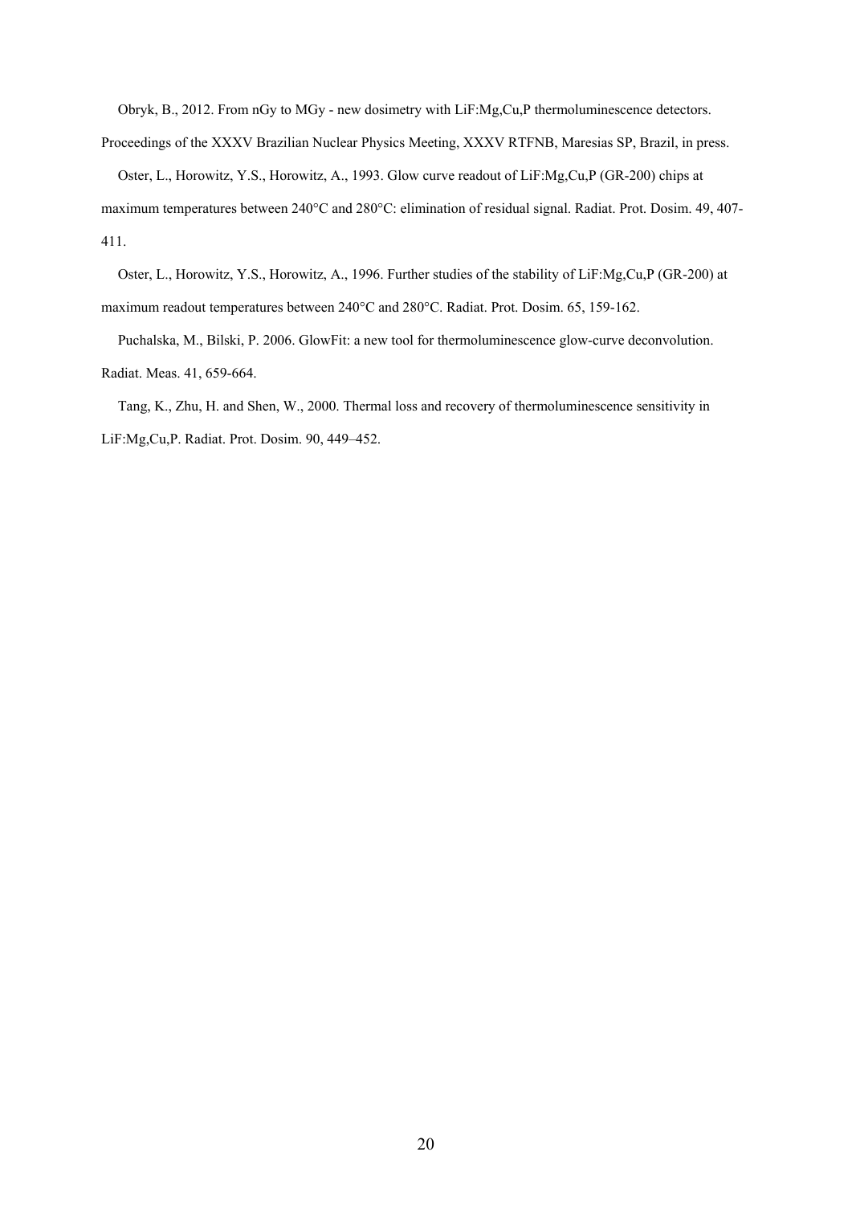Obryk, B., 2012. From nGy to MGy - new dosimetry with LiF:Mg,Cu,P thermoluminescence detectors. Proceedings of the XXXV Brazilian Nuclear Physics Meeting, XXXV RTFNB, Maresias SP, Brazil, in press.

Oster, L., Horowitz, Y.S., Horowitz, A., 1993. Glow curve readout of LiF:Mg,Cu,P (GR-200) chips at maximum temperatures between 240°C and 280°C: elimination of residual signal. Radiat. Prot. Dosim. 49, 407-411.

Oster, L., Horowitz, Y.S., Horowitz, A., 1996. Further studies of the stability of LiF:Mg,Cu,P (GR-200) at maximum readout temperatures between 240°C and 280°C. Radiat. Prot. Dosim. 65, 159-162.

Puchalska, M., Bilski, P. 2006. GlowFit: a new tool for thermoluminescence glow-curve deconvolution. Radiat. Meas. 41, 659-664.

Tang, K., Zhu, H. and Shen, W., 2000. Thermal loss and recovery of thermoluminescence sensitivity in LiF:Mg,Cu,P. Radiat. Prot. Dosim. 90, 449–452.